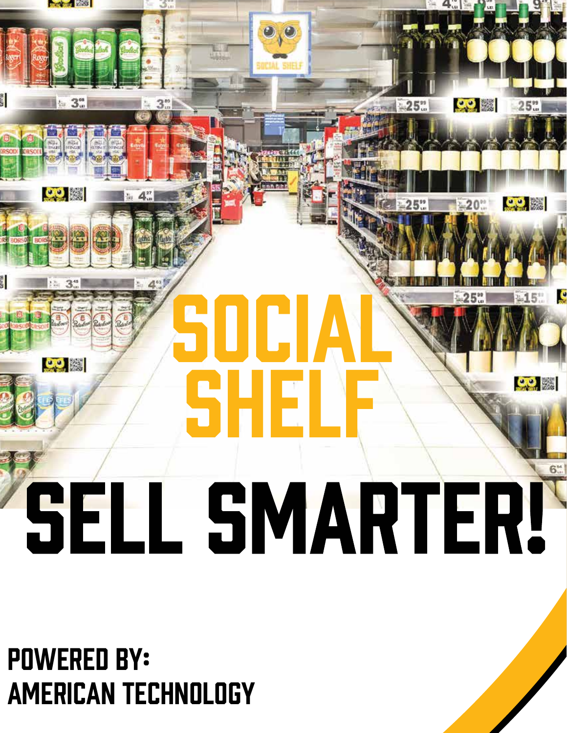# SOCIAL SHELF

# SELL SMARTER!

## POWERED BY:
## AMERICAN TECHNOLOGY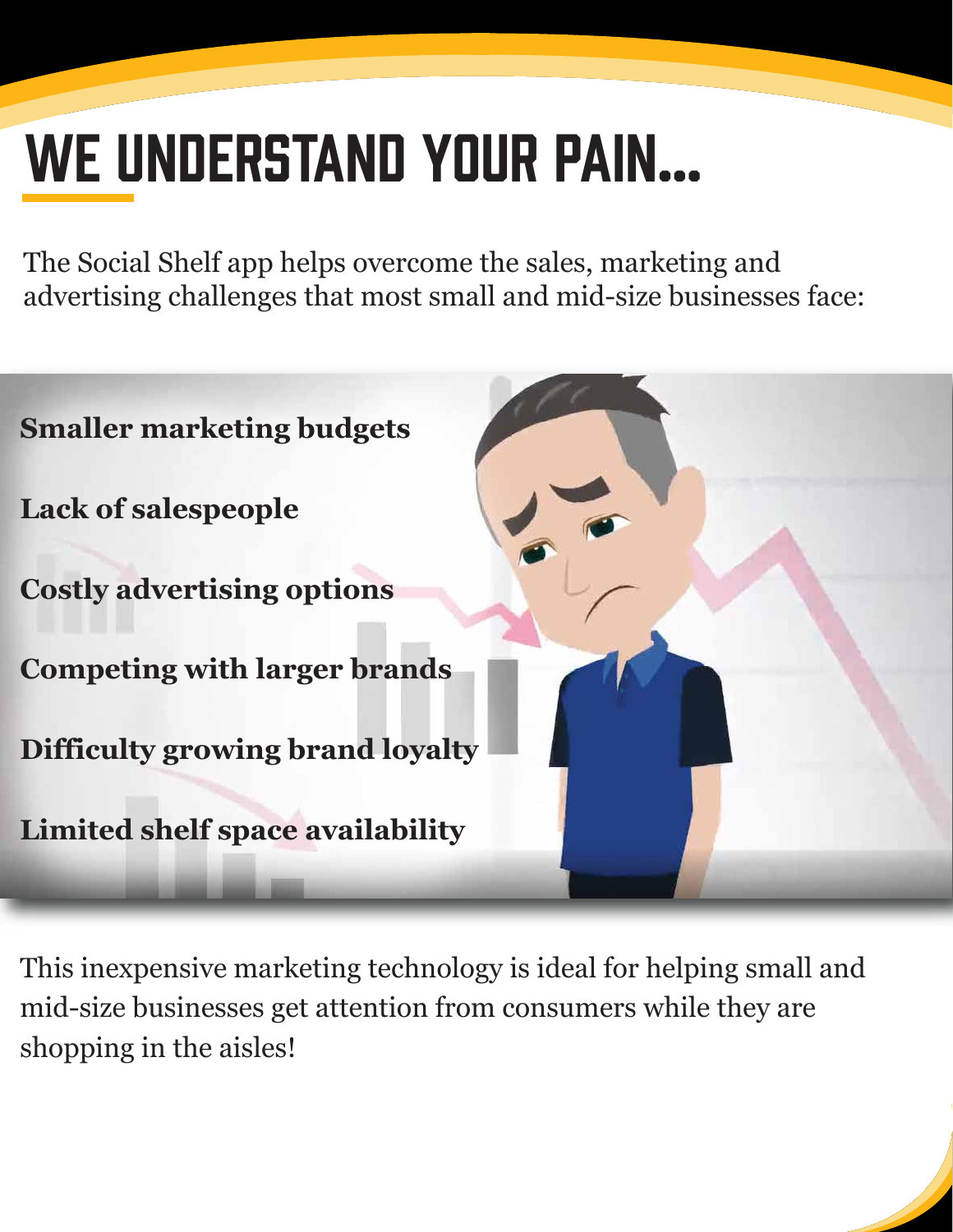# WE UNDERSTAND YOUR PAIN...

The Social Shelf app helps overcome the sales, marketing and advertising challenges that most small and mid-size businesses face:

**Smaller marketing budgets**

**Lack of salespeople**

**Costly advertising options**

**Competing with larger brands**

**Difficulty growing brand loyalty**

**Limited shelf space availability**

This inexpensive marketing technology is ideal for helping small and mid-size businesses get attention from consumers while they are shopping in the aisles!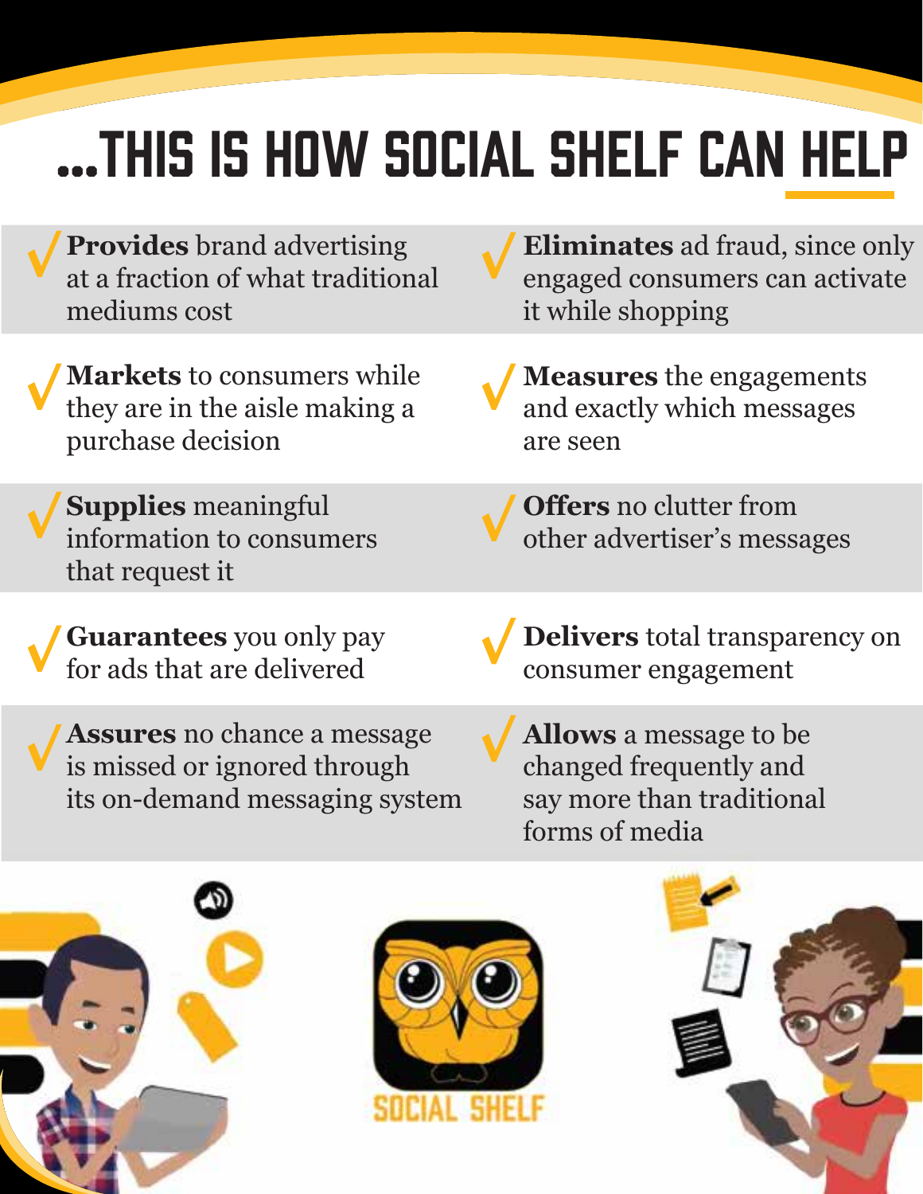# ...THIS IS HOW SOCIAL SHELF CAN HELP

- **Provides** brand advertising at a fraction of what traditional mediums cost
- **Markets** to consumers while they are in the aisle making a purchase decision
- **Supplies** meaningful information to consumers that request it
- **Guarantees** you only pay for ads that are delivered
- **Assures** no chance a message is missed or ignored through its on-demand messaging system
- **Eliminates** ad fraud, since only engaged consumers can activate it while shopping
- **Measures** the engagements and exactly which messages are seen
- **Offers** no clutter from other advertiser's messages
- **Delivers** total transparency on consumer engagement
- **Allows** a message to be changed frequently and say more than traditional forms of media

SOCIAL SHELF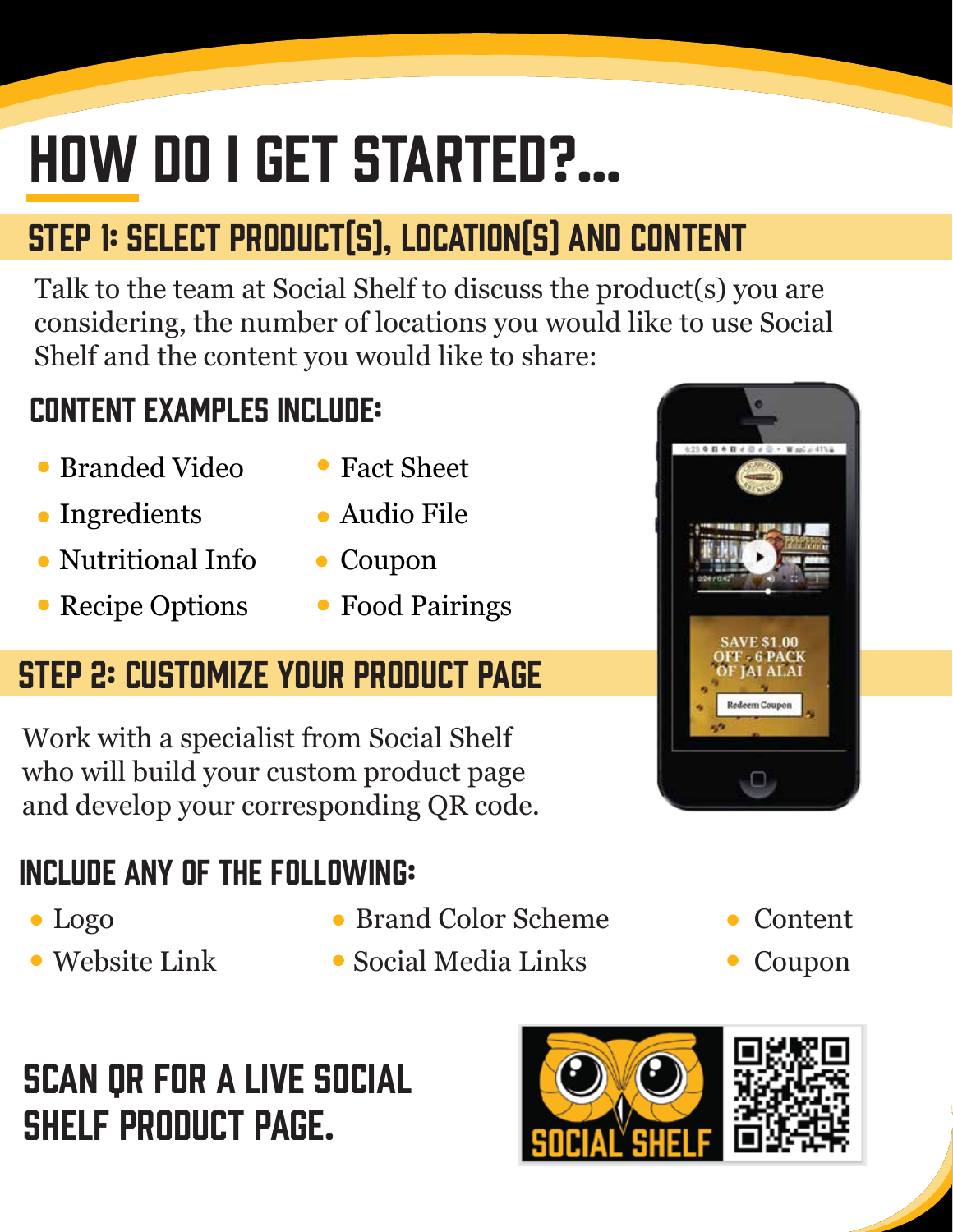# HOW DO I GET STARTED?...

## STEP 1: SELECT PRODUCT(S), LOCATION(S) AND CONTENT

Talk to the team at Social Shelf to discuss the product(s) you are considering, the number of locations you would like to use Social Shelf and the content you would like to share:

### CONTENT EXAMPLES INCLUDE:

- Branded Video
- Ingredients
- Nutritional Info
- Recipe Options
- Fact Sheet
- Audio File
- Coupon
- Food Pairings

## STEP 2: CUSTOMIZE YOUR PRODUCT PAGE

Work with a specialist from Social Shelf who will build your custom product page and develop your corresponding QR code.

### INCLUDE ANY OF THE FOLLOWING:

- Logo
- Website Link
- Brand Color Scheme
- Social Media Links
- Content
- Coupon

## SCAN QR FOR A LIVE SOCIAL SHELF PRODUCT PAGE.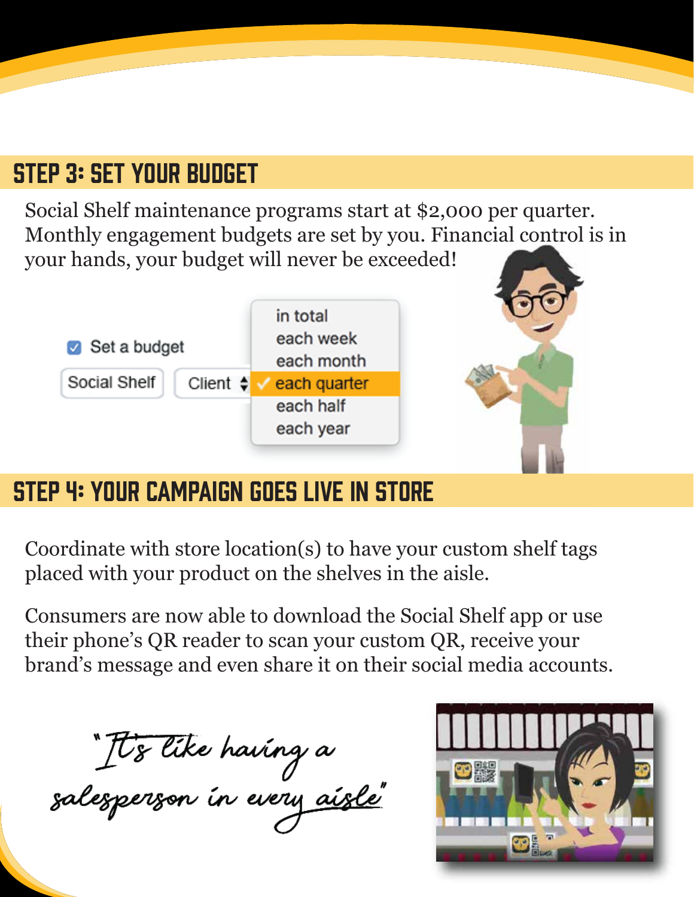## STEP 3: SET YOUR BUDGET

Social Shelf maintenance programs start at $2,000 per quarter. Monthly engagement budgets are set by you. Financial control is in your hands, your budget will never be exceeded!

## STEP 4: YOUR CAMPAIGN GOES LIVE IN STORE

Coordinate with store location(s) to have your custom shelf tags placed with your product on the shelves in the aisle.

Consumers are now able to download the Social Shelf app or use their phone's QR reader to scan your custom QR, receive your brand's message and even share it on their social media accounts.

*"It's like having a salesperson in every aisle"*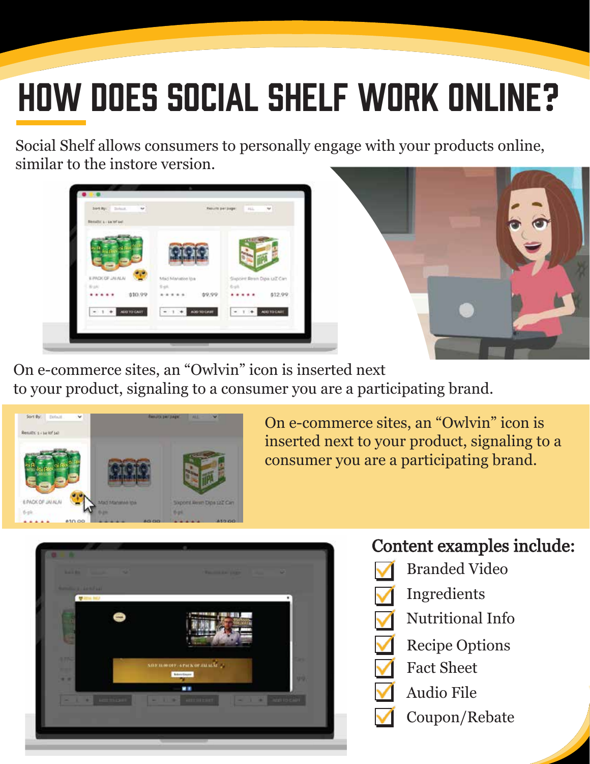# HOW DOES SOCIAL SHELF WORK ONLINE?

Social Shelf allows consumers to personally engage with your products online, similar to the instore version.

On e-commerce sites, an "Owlvin" icon is inserted next to your product, signaling to a consumer you are a participating brand.

On e-commerce sites, an "Owlvin" icon is inserted next to your product, signaling to a consumer you are a participating brand.

## Content examples include:

- Branded Video
- Ingredients
- Nutritional Info
- Recipe Options
- Fact Sheet
- Audio File
- Coupon/Rebate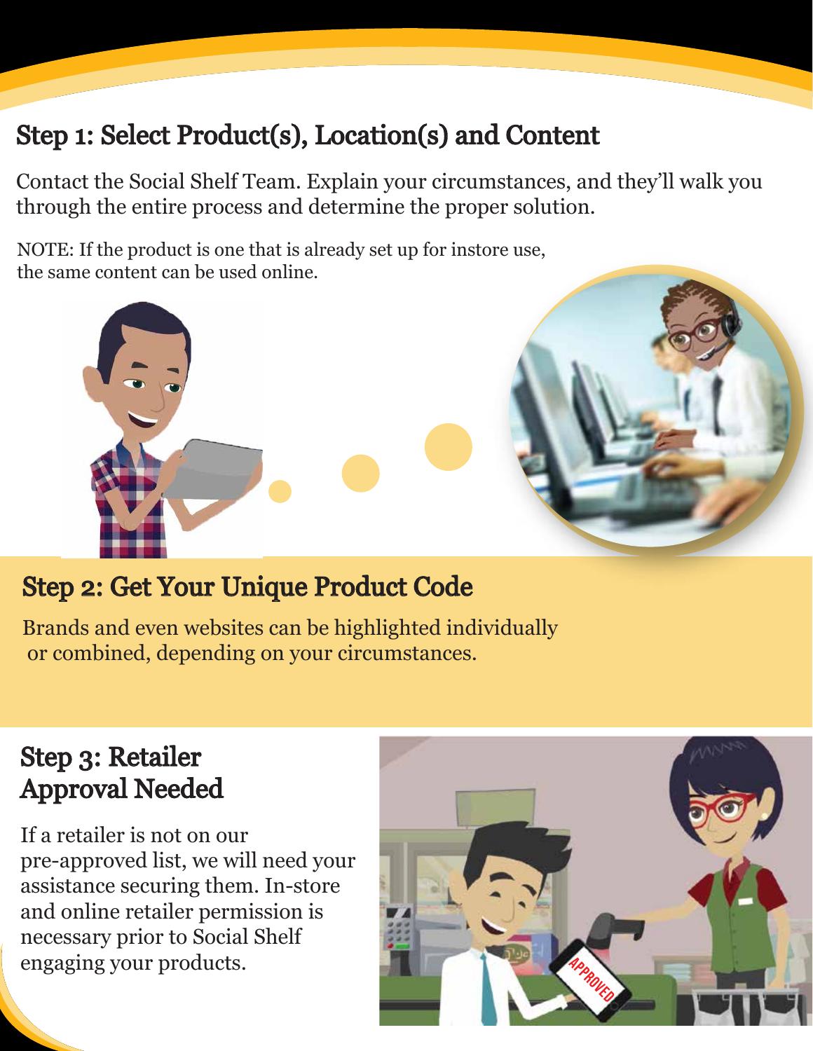## Step 1: Select Product(s), Location(s) and Content

Contact the Social Shelf Team. Explain your circumstances, and they'll walk you through the entire process and determine the proper solution.

NOTE: If the product is one that is already set up for instore use, the same content can be used online.

## Step 2: Get Your Unique Product Code

Brands and even websites can be highlighted individually or combined, depending on your circumstances.

## Step 3: Retailer Approval Needed

If a retailer is not on our pre-approved list, we will need your assistance securing them. In-store and online retailer permission is necessary prior to Social Shelf engaging your products.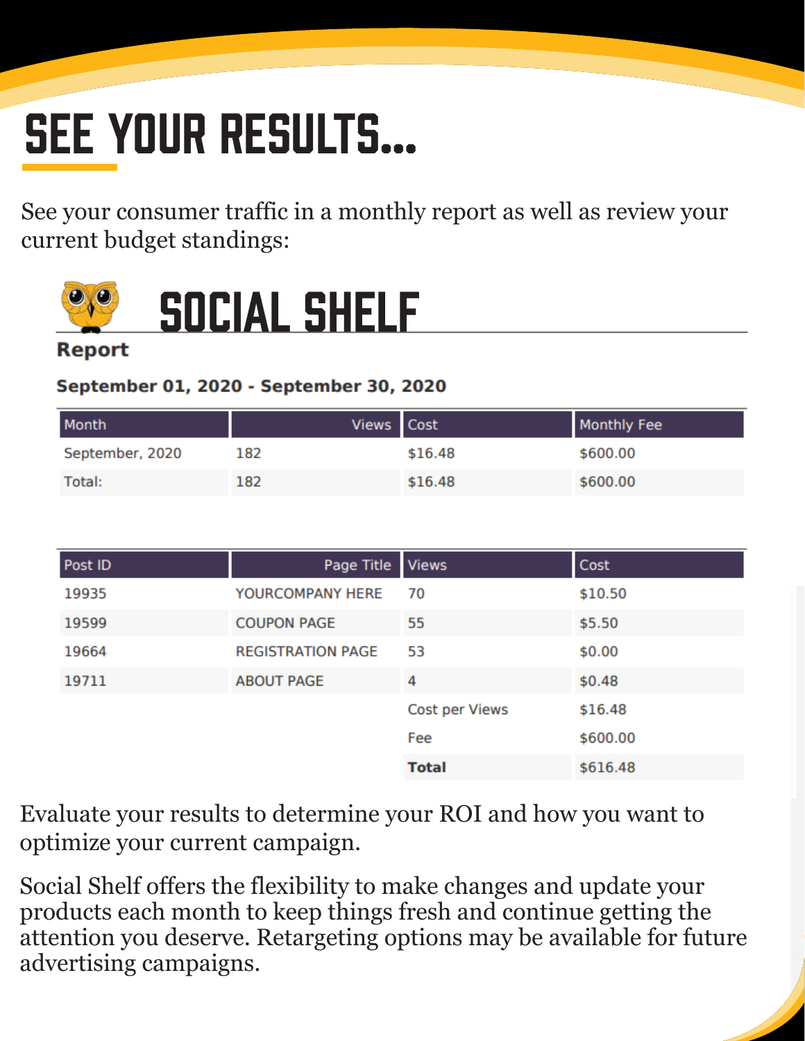# SEE YOUR RESULTS...

See your consumer traffic in a monthly report as well as review your current budget standings:

## SOCIAL SHELF

**Report**

**September 01, 2020 - September 30, 2020**

| Month | Views | Cost | Monthly Fee |
|---|---|---|---|
| September, 2020 | 182 | $16.48 | $600.00 |
| Total: | 182 | $16.48 | $600.00 |

| Post ID | Page Title | Views | Cost |
|---|---|---|---|
| 19935 | YOURCOMPANY HERE | 70 | $10.50 |
| 19599 | COUPON PAGE | 55 | $5.50 |
| 19664 | REGISTRATION PAGE | 53 | $0.00 |
| 19711 | ABOUT PAGE | 4 | $0.48 |
| | | Cost per Views | $16.48 |
| | | Fee | $600.00 |
| | | **Total** | $616.48 |

Evaluate your results to determine your ROI and how you want to optimize your current campaign.

Social Shelf offers the flexibility to make changes and update your products each month to keep things fresh and continue getting the attention you deserve. Retargeting options may be available for future advertising campaigns.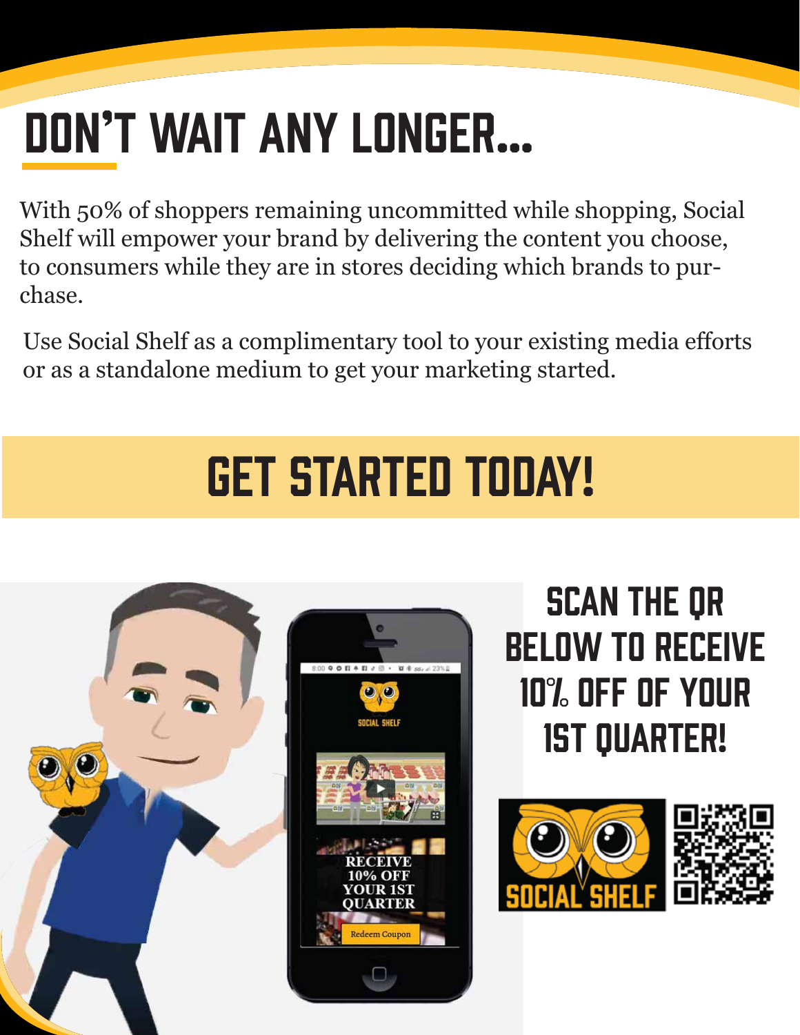# DON'T WAIT ANY LONGER...

With 50% of shoppers remaining uncommitted while shopping, Social Shelf will empower your brand by delivering the content you choose, to consumers while they are in stores deciding which brands to purchase.

Use Social Shelf as a complimentary tool to your existing media efforts or as a standalone medium to get your marketing started.

## GET STARTED TODAY!

### SCAN THE QR BELOW TO RECEIVE 10% OFF OF YOUR 1ST QUARTER!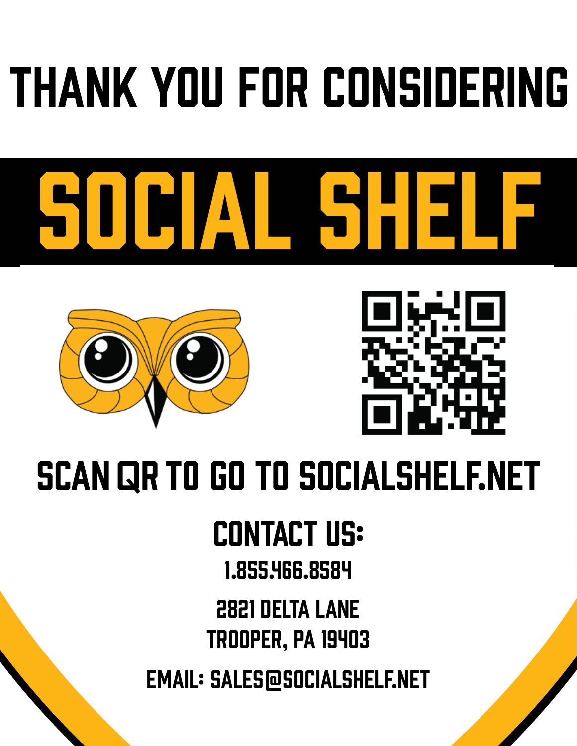# THANK YOU FOR CONSIDERING

# SOCIAL SHELF

## SCAN QR TO GO TO SOCIALSHELF.NET

### CONTACT US:

1.855.466.8584

2821 DELTA LANE
TROOPER, PA 19403

EMAIL: SALES@SOCIALSHELF.NET